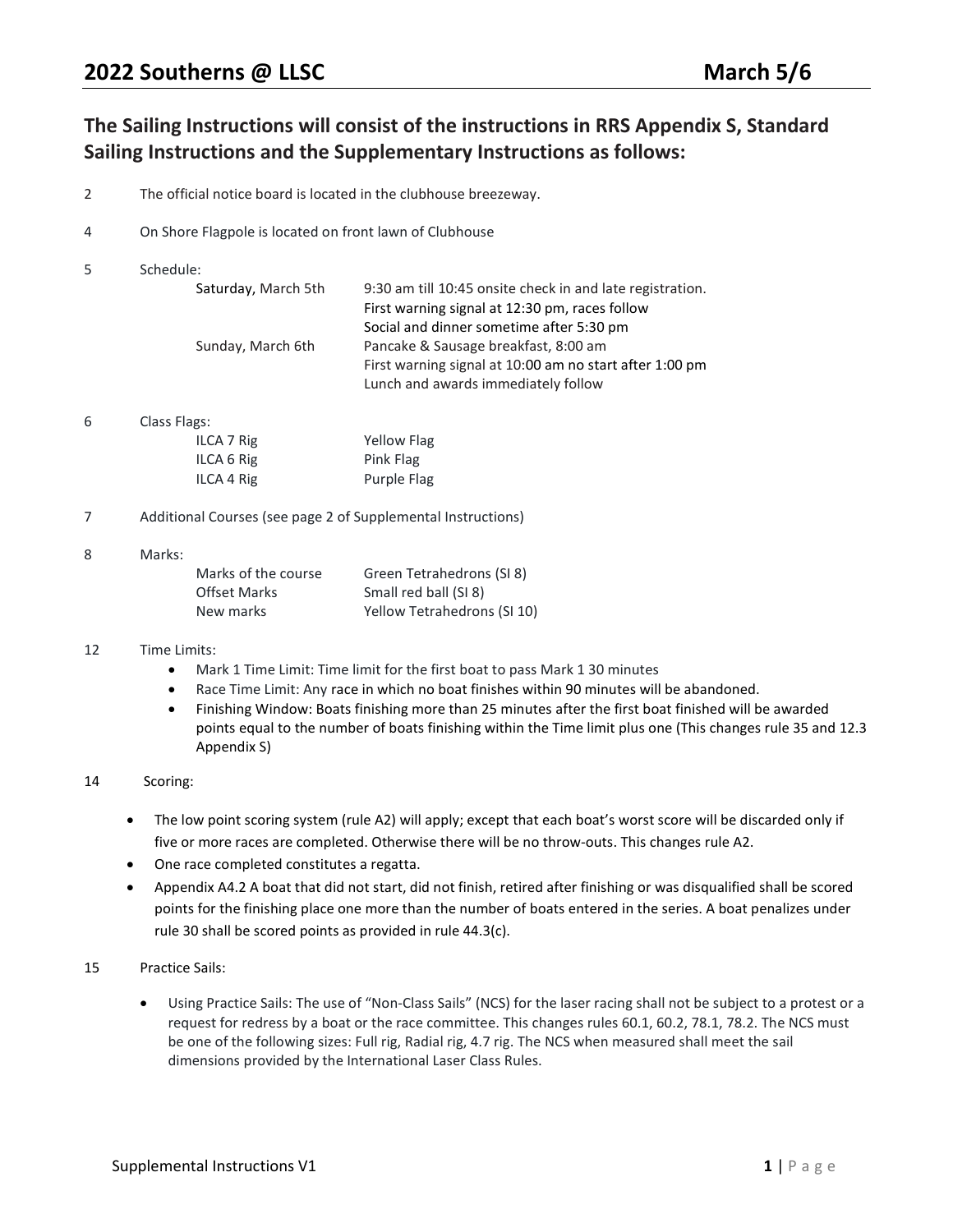# 2022 Southerns @ LLSC — March 5/6

## The Sailing Instructions will consist of the instructions in RRS Appendix S, Standard Sailing Instructions and the Supplementary Instructions as follows:

2 The official notice board is located in the clubhouse breezeway.

4 On Shore Flagpole is located on front lawn of Clubhouse

5 Schedule:

| | |
|---|---|
| Saturday, March 5th | 9:30 am till 10:45 onsite check in and late registration. |
| | First warning signal at 12:30 pm, races follow |
| | Social and dinner sometime after 5:30 pm |
| Sunday, March 6th | Pancake & Sausage breakfast, 8:00 am |
| | First warning signal at 10:00 am no start after 1:00 pm |
| | Lunch and awards immediately follow |

6 Class Flags:

| | |
|---|---|
| ILCA 7 Rig | Yellow Flag |
| ILCA 6 Rig | Pink Flag |
| ILCA 4 Rig | Purple Flag |

7 Additional Courses (see page 2 of Supplemental Instructions)

8 Marks:

| | |
|---|---|
| Marks of the course | Green Tetrahedrons (SI 8) |
| Offset Marks | Small red ball (SI 8) |
| New marks | Yellow Tetrahedrons (SI 10) |

12 Time Limits:

- Mark 1 Time Limit: Time limit for the first boat to pass Mark 1 30 minutes
- Race Time Limit: Any race in which no boat finishes within 90 minutes will be abandoned.
- Finishing Window: Boats finishing more than 25 minutes after the first boat finished will be awarded points equal to the number of boats finishing within the Time limit plus one (This changes rule 35 and 12.3 Appendix S)

14 Scoring:

- The low point scoring system (rule A2) will apply; except that each boat's worst score will be discarded only if five or more races are completed. Otherwise there will be no throw-outs. This changes rule A2.
- One race completed constitutes a regatta.
- Appendix A4.2 A boat that did not start, did not finish, retired after finishing or was disqualified shall be scored points for the finishing place one more than the number of boats entered in the series. A boat penalizes under rule 30 shall be scored points as provided in rule 44.3(c).

15 Practice Sails:

- Using Practice Sails: The use of "Non-Class Sails" (NCS) for the laser racing shall not be subject to a protest or a request for redress by a boat or the race committee. This changes rules 60.1, 60.2, 78.1, 78.2. The NCS must be one of the following sizes: Full rig, Radial rig, 4.7 rig. The NCS when measured shall meet the sail dimensions provided by the International Laser Class Rules.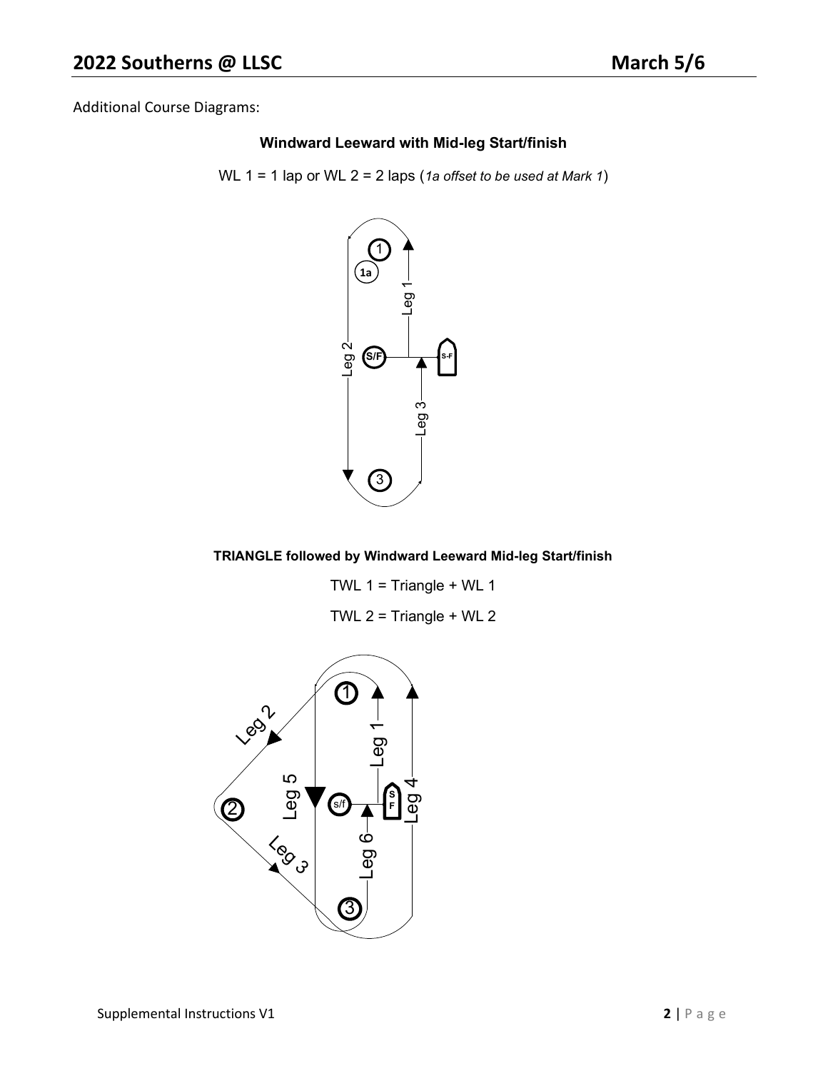Additional Course Diagrams:

### Windward Leeward with Mid-leg Start/finish

WL 1 = 1 lap or WL 2 = 2 laps (*1a offset to be used at Mark 1*)

1

1a

Leg 1

Leg 2

S/F

S-F

Leg 3

3

### TRIANGLE followed by Windward Leeward Mid-leg Start/finish

TWL 1 = Triangle + WL 1

TWL 2 = Triangle + WL 2

1

Leg 2

Leg 1

Leg 5

Leg 4

s/f

S F

2

Leg 3

Leg 6

3